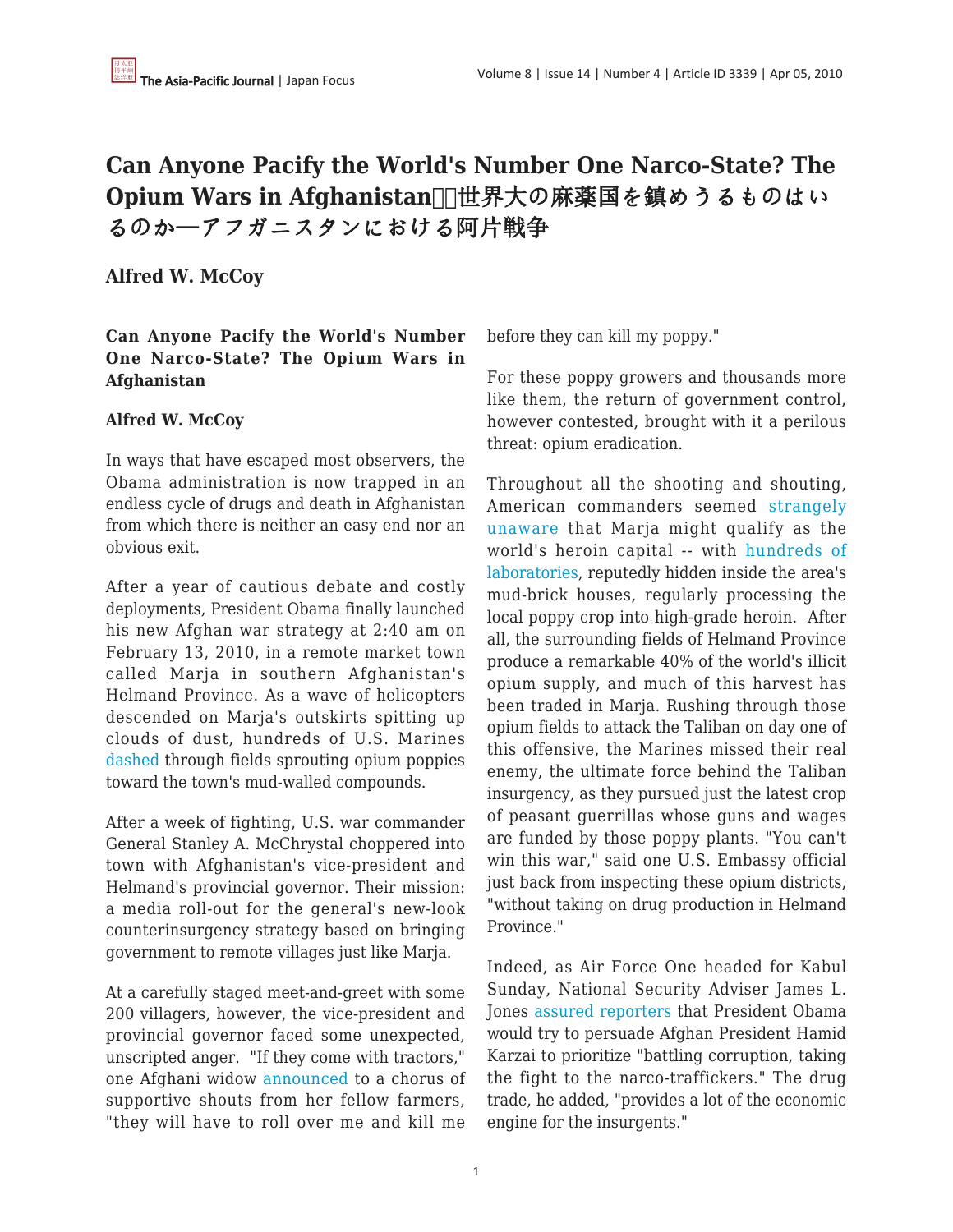# Can Anyone Pacify the World's Number One Narco-State? The Opium Wars in Afghanistan　世界大の麻薬国を鎮めうるものはいるのか—アフガニスタンにおける阿片戦争

**Alfred W. McCoy**

**Can Anyone Pacify the World's Number One Narco-State? The Opium Wars in Afghanistan**

**Alfred W. McCoy**

In ways that have escaped most observers, the Obama administration is now trapped in an endless cycle of drugs and death in Afghanistan from which there is neither an easy end nor an obvious exit.

After a year of cautious debate and costly deployments, President Obama finally launched his new Afghan war strategy at 2:40 am on February 13, 2010, in a remote market town called Marja in southern Afghanistan's Helmand Province. As a wave of helicopters descended on Marja's outskirts spitting up clouds of dust, hundreds of U.S. Marines dashed through fields sprouting opium poppies toward the town's mud-walled compounds.

After a week of fighting, U.S. war commander General Stanley A. McChrystal choppered into town with Afghanistan's vice-president and Helmand's provincial governor. Their mission: a media roll-out for the general's new-look counterinsurgency strategy based on bringing government to remote villages just like Marja.

At a carefully staged meet-and-greet with some 200 villagers, however, the vice-president and provincial governor faced some unexpected, unscripted anger. "If they come with tractors," one Afghani widow announced to a chorus of supportive shouts from her fellow farmers, "they will have to roll over me and kill me before they can kill my poppy."

For these poppy growers and thousands more like them, the return of government control, however contested, brought with it a perilous threat: opium eradication.

Throughout all the shooting and shouting, American commanders seemed strangely unaware that Marja might qualify as the world's heroin capital -- with hundreds of laboratories, reputedly hidden inside the area's mud-brick houses, regularly processing the local poppy crop into high-grade heroin. After all, the surrounding fields of Helmand Province produce a remarkable 40% of the world's illicit opium supply, and much of this harvest has been traded in Marja. Rushing through those opium fields to attack the Taliban on day one of this offensive, the Marines missed their real enemy, the ultimate force behind the Taliban insurgency, as they pursued just the latest crop of peasant guerrillas whose guns and wages are funded by those poppy plants. "You can't win this war," said one U.S. Embassy official just back from inspecting these opium districts, "without taking on drug production in Helmand Province."

Indeed, as Air Force One headed for Kabul Sunday, National Security Adviser James L. Jones assured reporters that President Obama would try to persuade Afghan President Hamid Karzai to prioritize "battling corruption, taking the fight to the narco-traffickers." The drug trade, he added, "provides a lot of the economic engine for the insurgents."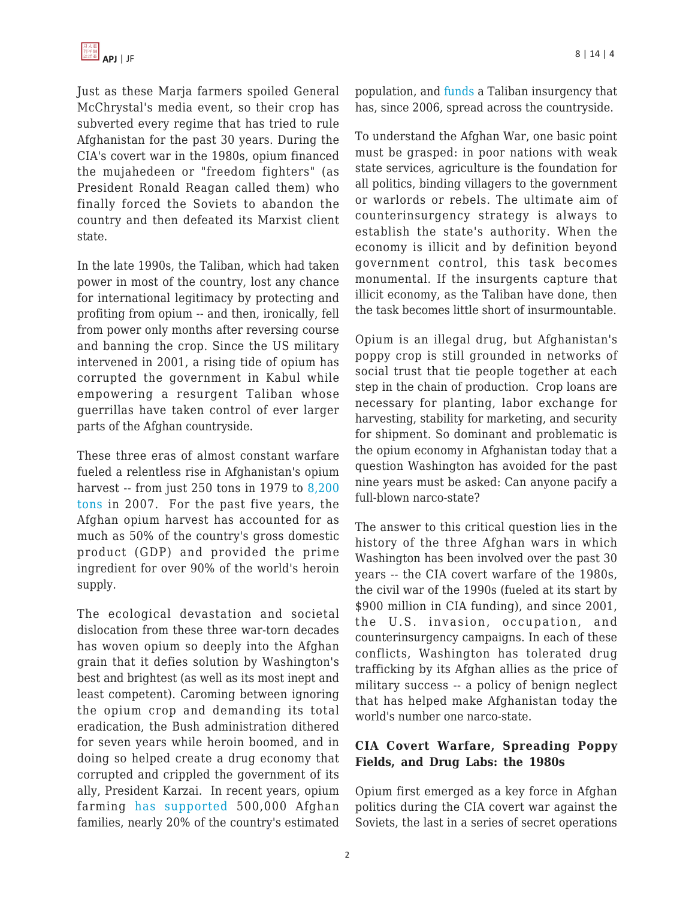Just as these Marja farmers spoiled General McChrystal's media event, so their crop has subverted every regime that has tried to rule Afghanistan for the past 30 years. During the CIA's covert war in the 1980s, opium financed the mujahedeen or "freedom fighters" (as President Ronald Reagan called them) who finally forced the Soviets to abandon the country and then defeated its Marxist client state.

In the late 1990s, the Taliban, which had taken power in most of the country, lost any chance for international legitimacy by protecting and profiting from opium -- and then, ironically, fell from power only months after reversing course and banning the crop. Since the US military intervened in 2001, a rising tide of opium has corrupted the government in Kabul while empowering a resurgent Taliban whose guerrillas have taken control of ever larger parts of the Afghan countryside.

These three eras of almost constant warfare fueled a relentless rise in Afghanistan's opium harvest -- from just 250 tons in 1979 to 8,200 tons in 2007. For the past five years, the Afghan opium harvest has accounted for as much as 50% of the country's gross domestic product (GDP) and provided the prime ingredient for over 90% of the world's heroin supply.

The ecological devastation and societal dislocation from these three war-torn decades has woven opium so deeply into the Afghan grain that it defies solution by Washington's best and brightest (as well as its most inept and least competent). Caroming between ignoring the opium crop and demanding its total eradication, the Bush administration dithered for seven years while heroin boomed, and in doing so helped create a drug economy that corrupted and crippled the government of its ally, President Karzai. In recent years, opium farming has supported 500,000 Afghan families, nearly 20% of the country's estimated population, and funds a Taliban insurgency that has, since 2006, spread across the countryside.

To understand the Afghan War, one basic point must be grasped: in poor nations with weak state services, agriculture is the foundation for all politics, binding villagers to the government or warlords or rebels. The ultimate aim of counterinsurgency strategy is always to establish the state's authority. When the economy is illicit and by definition beyond government control, this task becomes monumental. If the insurgents capture that illicit economy, as the Taliban have done, then the task becomes little short of insurmountable.

Opium is an illegal drug, but Afghanistan's poppy crop is still grounded in networks of social trust that tie people together at each step in the chain of production. Crop loans are necessary for planting, labor exchange for harvesting, stability for marketing, and security for shipment. So dominant and problematic is the opium economy in Afghanistan today that a question Washington has avoided for the past nine years must be asked: Can anyone pacify a full-blown narco-state?

The answer to this critical question lies in the history of the three Afghan wars in which Washington has been involved over the past 30 years -- the CIA covert warfare of the 1980s, the civil war of the 1990s (fueled at its start by $900 million in CIA funding), and since 2001, the U.S. invasion, occupation, and counterinsurgency campaigns. In each of these conflicts, Washington has tolerated drug trafficking by its Afghan allies as the price of military success -- a policy of benign neglect that has helped make Afghanistan today the world's number one narco-state.

### CIA Covert Warfare, Spreading Poppy Fields, and Drug Labs: the 1980s

Opium first emerged as a key force in Afghan politics during the CIA covert war against the Soviets, the last in a series of secret operations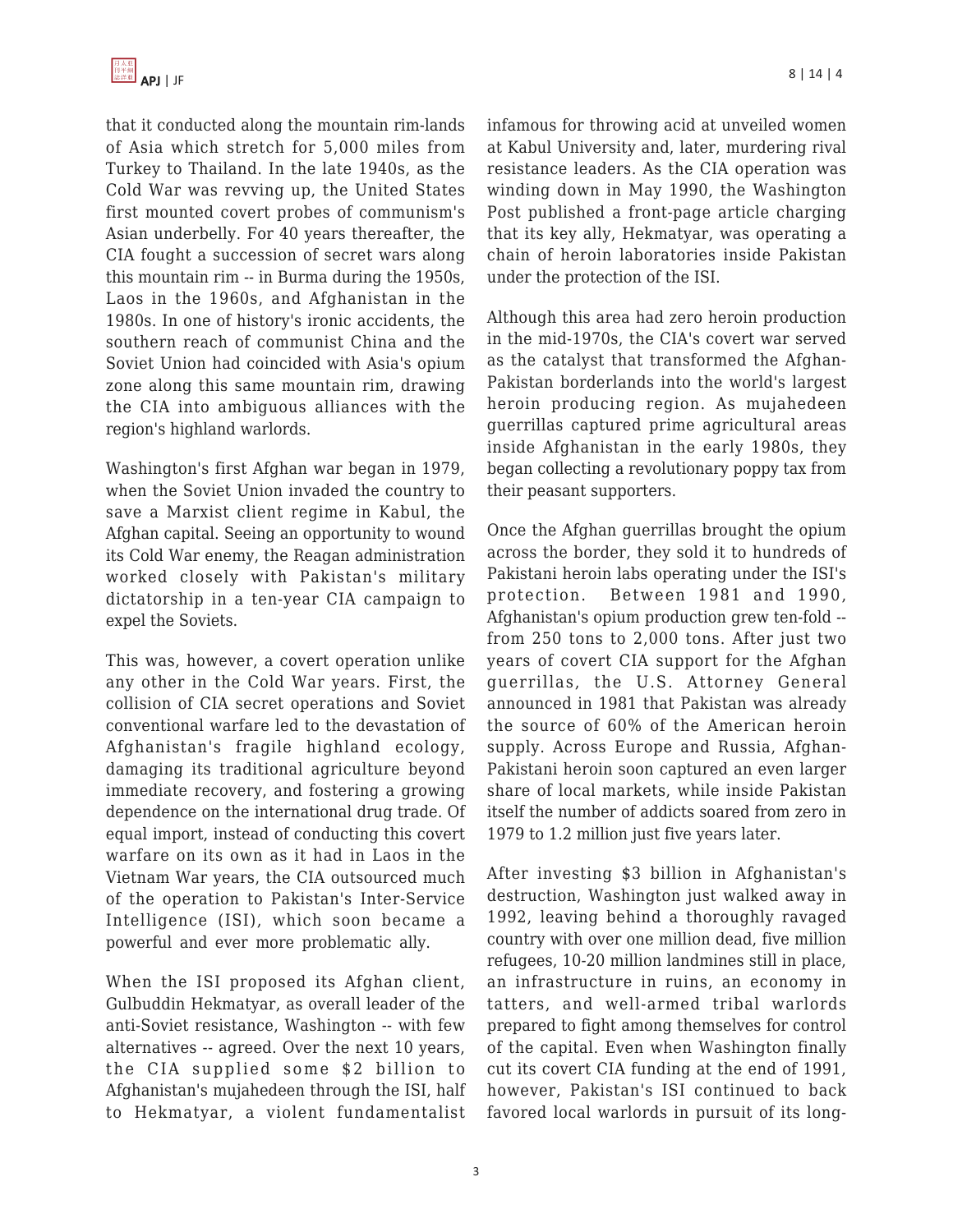that it conducted along the mountain rim-lands of Asia which stretch for 5,000 miles from Turkey to Thailand. In the late 1940s, as the Cold War was revving up, the United States first mounted covert probes of communism's Asian underbelly. For 40 years thereafter, the CIA fought a succession of secret wars along this mountain rim -- in Burma during the 1950s, Laos in the 1960s, and Afghanistan in the 1980s. In one of history's ironic accidents, the southern reach of communist China and the Soviet Union had coincided with Asia's opium zone along this same mountain rim, drawing the CIA into ambiguous alliances with the region's highland warlords.

Washington's first Afghan war began in 1979, when the Soviet Union invaded the country to save a Marxist client regime in Kabul, the Afghan capital. Seeing an opportunity to wound its Cold War enemy, the Reagan administration worked closely with Pakistan's military dictatorship in a ten-year CIA campaign to expel the Soviets.

This was, however, a covert operation unlike any other in the Cold War years. First, the collision of CIA secret operations and Soviet conventional warfare led to the devastation of Afghanistan's fragile highland ecology, damaging its traditional agriculture beyond immediate recovery, and fostering a growing dependence on the international drug trade. Of equal import, instead of conducting this covert warfare on its own as it had in Laos in the Vietnam War years, the CIA outsourced much of the operation to Pakistan's Inter-Service Intelligence (ISI), which soon became a powerful and ever more problematic ally.

When the ISI proposed its Afghan client, Gulbuddin Hekmatyar, as overall leader of the anti-Soviet resistance, Washington -- with few alternatives -- agreed. Over the next 10 years, the CIA supplied some $2 billion to Afghanistan's mujahedeen through the ISI, half to Hekmatyar, a violent fundamentalist infamous for throwing acid at unveiled women at Kabul University and, later, murdering rival resistance leaders. As the CIA operation was winding down in May 1990, the Washington Post published a front-page article charging that its key ally, Hekmatyar, was operating a chain of heroin laboratories inside Pakistan under the protection of the ISI.

Although this area had zero heroin production in the mid-1970s, the CIA's covert war served as the catalyst that transformed the Afghan-Pakistan borderlands into the world's largest heroin producing region. As mujahedeen guerrillas captured prime agricultural areas inside Afghanistan in the early 1980s, they began collecting a revolutionary poppy tax from their peasant supporters.

Once the Afghan guerrillas brought the opium across the border, they sold it to hundreds of Pakistani heroin labs operating under the ISI's protection. Between 1981 and 1990, Afghanistan's opium production grew ten-fold -- from 250 tons to 2,000 tons. After just two years of covert CIA support for the Afghan guerrillas, the U.S. Attorney General announced in 1981 that Pakistan was already the source of 60% of the American heroin supply. Across Europe and Russia, Afghan-Pakistani heroin soon captured an even larger share of local markets, while inside Pakistan itself the number of addicts soared from zero in 1979 to 1.2 million just five years later.

After investing $3 billion in Afghanistan's destruction, Washington just walked away in 1992, leaving behind a thoroughly ravaged country with over one million dead, five million refugees, 10-20 million landmines still in place, an infrastructure in ruins, an economy in tatters, and well-armed tribal warlords prepared to fight among themselves for control of the capital. Even when Washington finally cut its covert CIA funding at the end of 1991, however, Pakistan's ISI continued to back favored local warlords in pursuit of its long-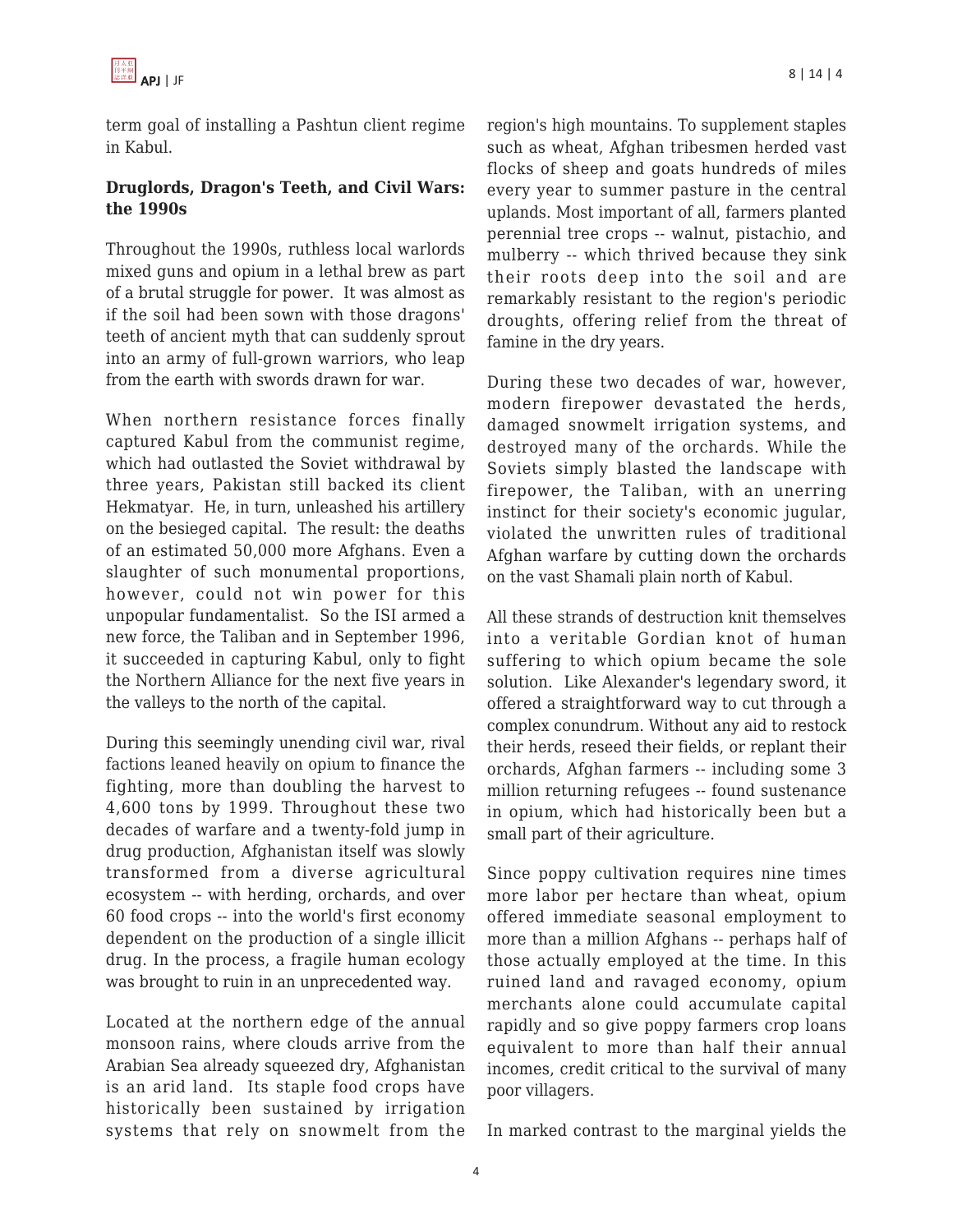term goal of installing a Pashtun client regime in Kabul.

**Druglords, Dragon's Teeth, and Civil Wars: the 1990s**

Throughout the 1990s, ruthless local warlords mixed guns and opium in a lethal brew as part of a brutal struggle for power. It was almost as if the soil had been sown with those dragons' teeth of ancient myth that can suddenly sprout into an army of full-grown warriors, who leap from the earth with swords drawn for war.

When northern resistance forces finally captured Kabul from the communist regime, which had outlasted the Soviet withdrawal by three years, Pakistan still backed its client Hekmatyar. He, in turn, unleashed his artillery on the besieged capital. The result: the deaths of an estimated 50,000 more Afghans. Even a slaughter of such monumental proportions, however, could not win power for this unpopular fundamentalist. So the ISI armed a new force, the Taliban and in September 1996, it succeeded in capturing Kabul, only to fight the Northern Alliance for the next five years in the valleys to the north of the capital.

During this seemingly unending civil war, rival factions leaned heavily on opium to finance the fighting, more than doubling the harvest to 4,600 tons by 1999. Throughout these two decades of warfare and a twenty-fold jump in drug production, Afghanistan itself was slowly transformed from a diverse agricultural ecosystem -- with herding, orchards, and over 60 food crops -- into the world's first economy dependent on the production of a single illicit drug. In the process, a fragile human ecology was brought to ruin in an unprecedented way.

Located at the northern edge of the annual monsoon rains, where clouds arrive from the Arabian Sea already squeezed dry, Afghanistan is an arid land. Its staple food crops have historically been sustained by irrigation systems that rely on snowmelt from the region's high mountains. To supplement staples such as wheat, Afghan tribesmen herded vast flocks of sheep and goats hundreds of miles every year to summer pasture in the central uplands. Most important of all, farmers planted perennial tree crops -- walnut, pistachio, and mulberry -- which thrived because they sink their roots deep into the soil and are remarkably resistant to the region's periodic droughts, offering relief from the threat of famine in the dry years.

During these two decades of war, however, modern firepower devastated the herds, damaged snowmelt irrigation systems, and destroyed many of the orchards. While the Soviets simply blasted the landscape with firepower, the Taliban, with an unerring instinct for their society's economic jugular, violated the unwritten rules of traditional Afghan warfare by cutting down the orchards on the vast Shamali plain north of Kabul.

All these strands of destruction knit themselves into a veritable Gordian knot of human suffering to which opium became the sole solution. Like Alexander's legendary sword, it offered a straightforward way to cut through a complex conundrum. Without any aid to restock their herds, reseed their fields, or replant their orchards, Afghan farmers -- including some 3 million returning refugees -- found sustenance in opium, which had historically been but a small part of their agriculture.

Since poppy cultivation requires nine times more labor per hectare than wheat, opium offered immediate seasonal employment to more than a million Afghans -- perhaps half of those actually employed at the time. In this ruined land and ravaged economy, opium merchants alone could accumulate capital rapidly and so give poppy farmers crop loans equivalent to more than half their annual incomes, credit critical to the survival of many poor villagers.

In marked contrast to the marginal yields the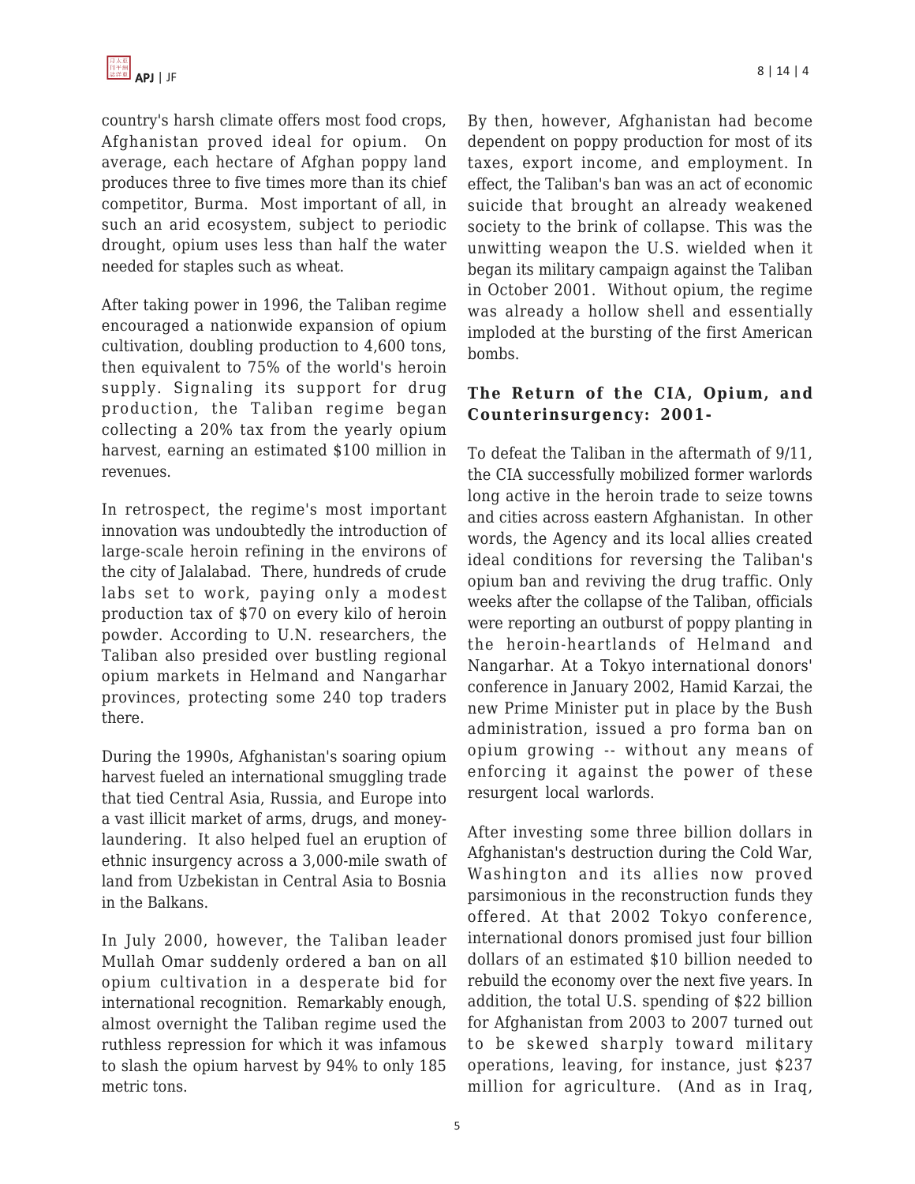country's harsh climate offers most food crops, Afghanistan proved ideal for opium. On average, each hectare of Afghan poppy land produces three to five times more than its chief competitor, Burma. Most important of all, in such an arid ecosystem, subject to periodic drought, opium uses less than half the water needed for staples such as wheat.

After taking power in 1996, the Taliban regime encouraged a nationwide expansion of opium cultivation, doubling production to 4,600 tons, then equivalent to 75% of the world's heroin supply. Signaling its support for drug production, the Taliban regime began collecting a 20% tax from the yearly opium harvest, earning an estimated $100 million in revenues.

In retrospect, the regime's most important innovation was undoubtedly the introduction of large-scale heroin refining in the environs of the city of Jalalabad. There, hundreds of crude labs set to work, paying only a modest production tax of $70 on every kilo of heroin powder. According to U.N. researchers, the Taliban also presided over bustling regional opium markets in Helmand and Nangarhar provinces, protecting some 240 top traders there.

During the 1990s, Afghanistan's soaring opium harvest fueled an international smuggling trade that tied Central Asia, Russia, and Europe into a vast illicit market of arms, drugs, and money-laundering. It also helped fuel an eruption of ethnic insurgency across a 3,000-mile swath of land from Uzbekistan in Central Asia to Bosnia in the Balkans.

In July 2000, however, the Taliban leader Mullah Omar suddenly ordered a ban on all opium cultivation in a desperate bid for international recognition. Remarkably enough, almost overnight the Taliban regime used the ruthless repression for which it was infamous to slash the opium harvest by 94% to only 185 metric tons.

By then, however, Afghanistan had become dependent on poppy production for most of its taxes, export income, and employment. In effect, the Taliban's ban was an act of economic suicide that brought an already weakened society to the brink of collapse. This was the unwitting weapon the U.S. wielded when it began its military campaign against the Taliban in October 2001. Without opium, the regime was already a hollow shell and essentially imploded at the bursting of the first American bombs.

### The Return of the CIA, Opium, and Counterinsurgency: 2001-

To defeat the Taliban in the aftermath of 9/11, the CIA successfully mobilized former warlords long active in the heroin trade to seize towns and cities across eastern Afghanistan. In other words, the Agency and its local allies created ideal conditions for reversing the Taliban's opium ban and reviving the drug traffic. Only weeks after the collapse of the Taliban, officials were reporting an outburst of poppy planting in the heroin-heartlands of Helmand and Nangarhar. At a Tokyo international donors' conference in January 2002, Hamid Karzai, the new Prime Minister put in place by the Bush administration, issued a pro forma ban on opium growing -- without any means of enforcing it against the power of these resurgent local warlords.

After investing some three billion dollars in Afghanistan's destruction during the Cold War, Washington and its allies now proved parsimonious in the reconstruction funds they offered. At that 2002 Tokyo conference, international donors promised just four billion dollars of an estimated $10 billion needed to rebuild the economy over the next five years. In addition, the total U.S. spending of $22 billion for Afghanistan from 2003 to 2007 turned out to be skewed sharply toward military operations, leaving, for instance, just $237 million for agriculture. (And as in Iraq,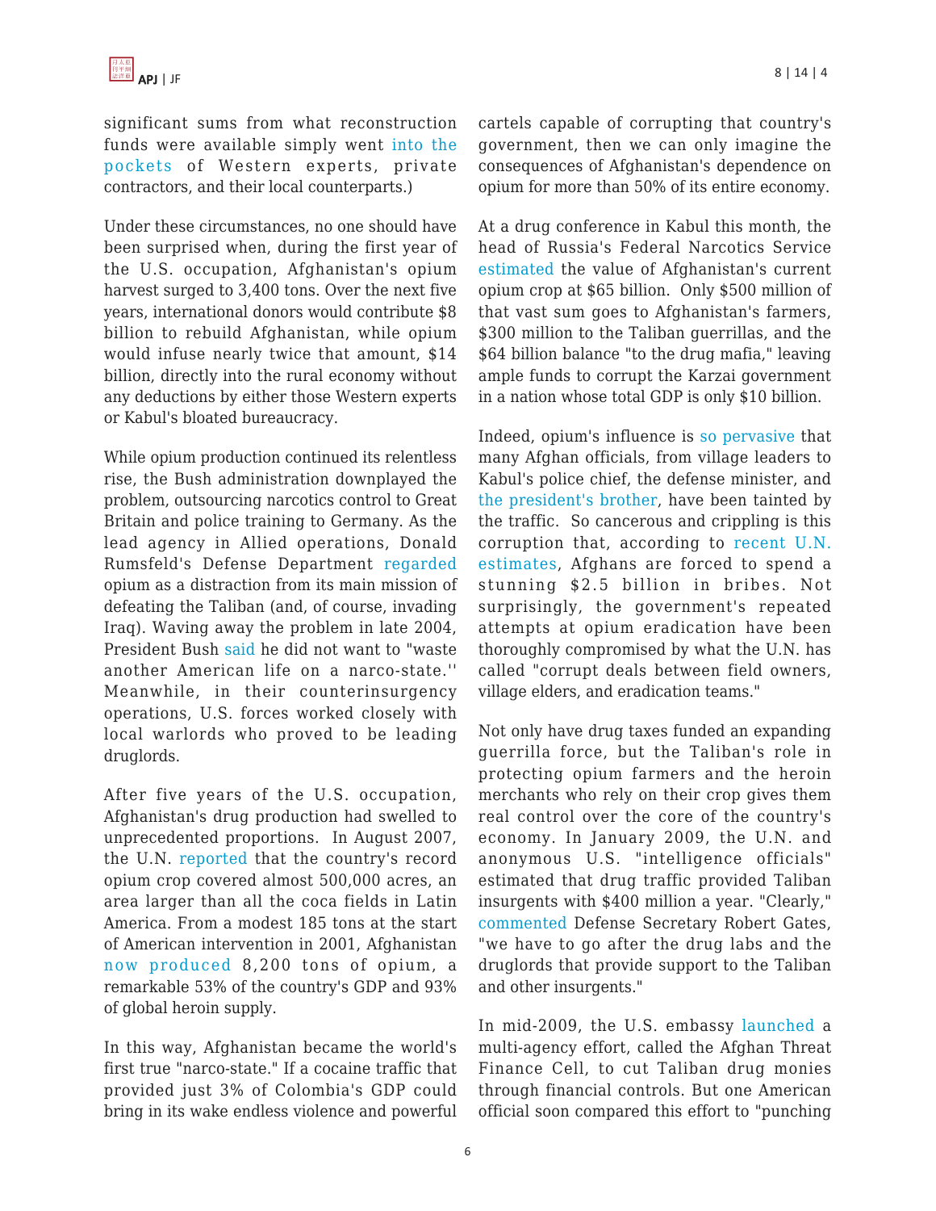significant sums from what reconstruction funds were available simply went into the pockets of Western experts, private contractors, and their local counterparts.)

Under these circumstances, no one should have been surprised when, during the first year of the U.S. occupation, Afghanistan's opium harvest surged to 3,400 tons. Over the next five years, international donors would contribute $8 billion to rebuild Afghanistan, while opium would infuse nearly twice that amount, $14 billion, directly into the rural economy without any deductions by either those Western experts or Kabul's bloated bureaucracy.

While opium production continued its relentless rise, the Bush administration downplayed the problem, outsourcing narcotics control to Great Britain and police training to Germany. As the lead agency in Allied operations, Donald Rumsfeld's Defense Department regarded opium as a distraction from its main mission of defeating the Taliban (and, of course, invading Iraq). Waving away the problem in late 2004, President Bush said he did not want to "waste another American life on a narco-state.'' Meanwhile, in their counterinsurgency operations, U.S. forces worked closely with local warlords who proved to be leading druglords.

After five years of the U.S. occupation, Afghanistan's drug production had swelled to unprecedented proportions. In August 2007, the U.N. reported that the country's record opium crop covered almost 500,000 acres, an area larger than all the coca fields in Latin America. From a modest 185 tons at the start of American intervention in 2001, Afghanistan now produced 8,200 tons of opium, a remarkable 53% of the country's GDP and 93% of global heroin supply.

In this way, Afghanistan became the world's first true "narco-state." If a cocaine traffic that provided just 3% of Colombia's GDP could bring in its wake endless violence and powerful cartels capable of corrupting that country's government, then we can only imagine the consequences of Afghanistan's dependence on opium for more than 50% of its entire economy.

At a drug conference in Kabul this month, the head of Russia's Federal Narcotics Service estimated the value of Afghanistan's current opium crop at $65 billion. Only $500 million of that vast sum goes to Afghanistan's farmers, $300 million to the Taliban guerrillas, and the $64 billion balance "to the drug mafia," leaving ample funds to corrupt the Karzai government in a nation whose total GDP is only $10 billion.

Indeed, opium's influence is so pervasive that many Afghan officials, from village leaders to Kabul's police chief, the defense minister, and the president's brother, have been tainted by the traffic. So cancerous and crippling is this corruption that, according to recent U.N. estimates, Afghans are forced to spend a stunning $2.5 billion in bribes. Not surprisingly, the government's repeated attempts at opium eradication have been thoroughly compromised by what the U.N. has called "corrupt deals between field owners, village elders, and eradication teams."

Not only have drug taxes funded an expanding guerrilla force, but the Taliban's role in protecting opium farmers and the heroin merchants who rely on their crop gives them real control over the core of the country's economy. In January 2009, the U.N. and anonymous U.S. "intelligence officials" estimated that drug traffic provided Taliban insurgents with $400 million a year. "Clearly," commented Defense Secretary Robert Gates, "we have to go after the drug labs and the druglords that provide support to the Taliban and other insurgents."

In mid-2009, the U.S. embassy launched a multi-agency effort, called the Afghan Threat Finance Cell, to cut Taliban drug monies through financial controls. But one American official soon compared this effort to "punching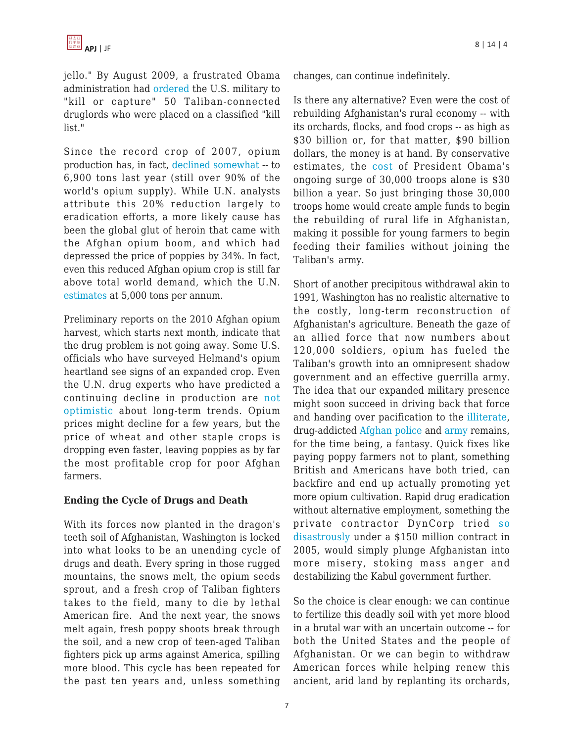jello." By August 2009, a frustrated Obama administration had ordered the U.S. military to "kill or capture" 50 Taliban-connected druglords who were placed on a classified "kill list."

Since the record crop of 2007, opium production has, in fact, declined somewhat -- to 6,900 tons last year (still over 90% of the world's opium supply). While U.N. analysts attribute this 20% reduction largely to eradication efforts, a more likely cause has been the global glut of heroin that came with the Afghan opium boom, and which had depressed the price of poppies by 34%. In fact, even this reduced Afghan opium crop is still far above total world demand, which the U.N. estimates at 5,000 tons per annum.

Preliminary reports on the 2010 Afghan opium harvest, which starts next month, indicate that the drug problem is not going away. Some U.S. officials who have surveyed Helmand's opium heartland see signs of an expanded crop. Even the U.N. drug experts who have predicted a continuing decline in production are not optimistic about long-term trends. Opium prices might decline for a few years, but the price of wheat and other staple crops is dropping even faster, leaving poppies as by far the most profitable crop for poor Afghan farmers.

**Ending the Cycle of Drugs and Death**

With its forces now planted in the dragon's teeth soil of Afghanistan, Washington is locked into what looks to be an unending cycle of drugs and death. Every spring in those rugged mountains, the snows melt, the opium seeds sprout, and a fresh crop of Taliban fighters takes to the field, many to die by lethal American fire. And the next year, the snows melt again, fresh poppy shoots break through the soil, and a new crop of teen-aged Taliban fighters pick up arms against America, spilling more blood. This cycle has been repeated for the past ten years and, unless something changes, can continue indefinitely.

Is there any alternative? Even were the cost of rebuilding Afghanistan's rural economy -- with its orchards, flocks, and food crops -- as high as $30 billion or, for that matter, $90 billion dollars, the money is at hand. By conservative estimates, the cost of President Obama's ongoing surge of 30,000 troops alone is $30 billion a year. So just bringing those 30,000 troops home would create ample funds to begin the rebuilding of rural life in Afghanistan, making it possible for young farmers to begin feeding their families without joining the Taliban's army.

Short of another precipitous withdrawal akin to 1991, Washington has no realistic alternative to the costly, long-term reconstruction of Afghanistan's agriculture. Beneath the gaze of an allied force that now numbers about 120,000 soldiers, opium has fueled the Taliban's growth into an omnipresent shadow government and an effective guerrilla army. The idea that our expanded military presence might soon succeed in driving back that force and handing over pacification to the illiterate, drug-addicted Afghan police and army remains, for the time being, a fantasy. Quick fixes like paying poppy farmers not to plant, something British and Americans have both tried, can backfire and end up actually promoting yet more opium cultivation. Rapid drug eradication without alternative employment, something the private contractor DynCorp tried so disastrously under a $150 million contract in 2005, would simply plunge Afghanistan into more misery, stoking mass anger and destabilizing the Kabul government further.

So the choice is clear enough: we can continue to fertilize this deadly soil with yet more blood in a brutal war with an uncertain outcome -- for both the United States and the people of Afghanistan. Or we can begin to withdraw American forces while helping renew this ancient, arid land by replanting its orchards,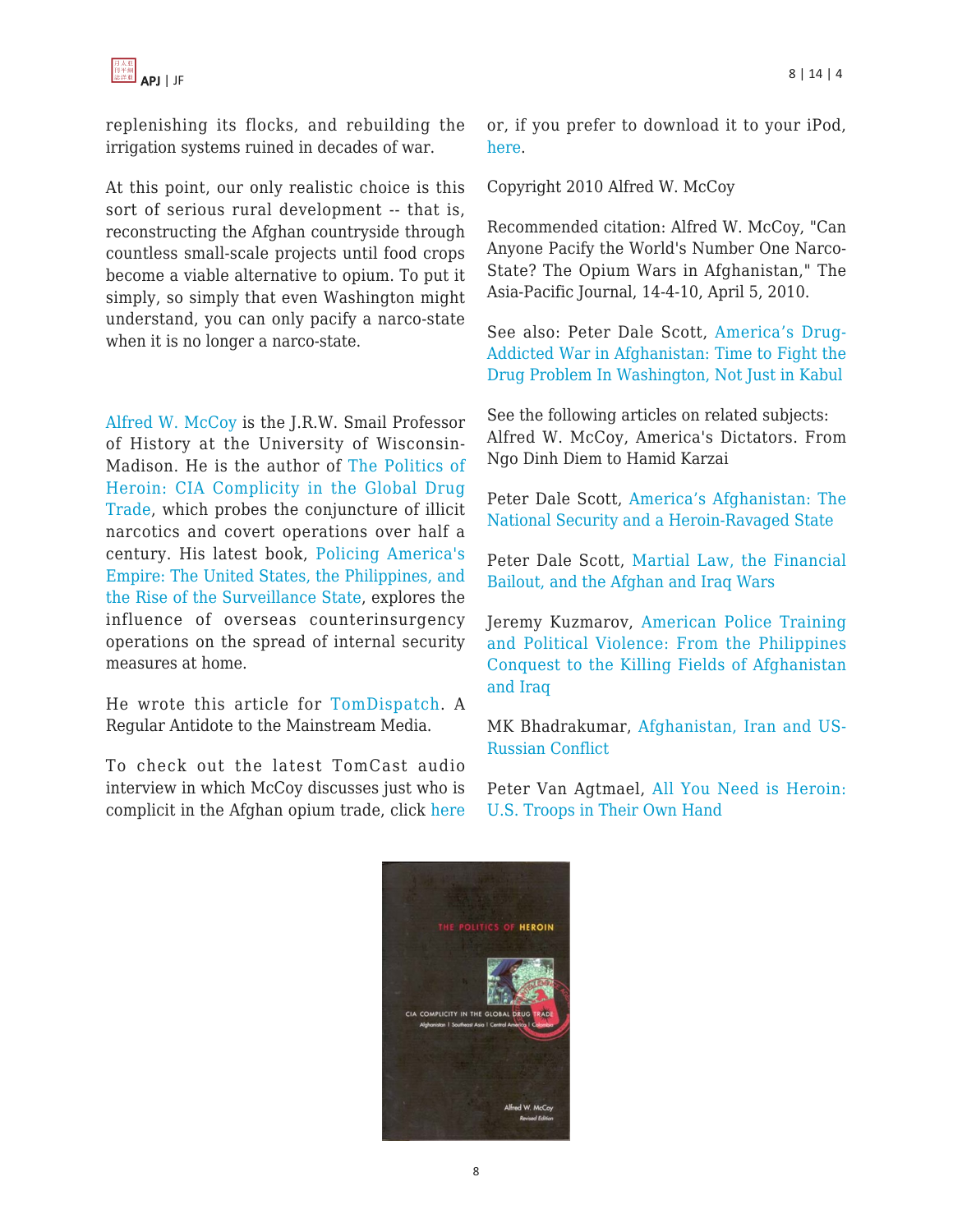replenishing its flocks, and rebuilding the irrigation systems ruined in decades of war.

At this point, our only realistic choice is this sort of serious rural development -- that is, reconstructing the Afghan countryside through countless small-scale projects until food crops become a viable alternative to opium. To put it simply, so simply that even Washington might understand, you can only pacify a narco-state when it is no longer a narco-state.

Alfred W. McCoy is the J.R.W. Smail Professor of History at the University of Wisconsin-Madison. He is the author of The Politics of Heroin: CIA Complicity in the Global Drug Trade, which probes the conjuncture of illicit narcotics and covert operations over half a century. His latest book, Policing America's Empire: The United States, the Philippines, and the Rise of the Surveillance State, explores the influence of overseas counterinsurgency operations on the spread of internal security measures at home.

He wrote this article for TomDispatch. A Regular Antidote to the Mainstream Media.

To check out the latest TomCast audio interview in which McCoy discusses just who is complicit in the Afghan opium trade, click here or, if you prefer to download it to your iPod, here.

Copyright 2010 Alfred W. McCoy

Recommended citation: Alfred W. McCoy, "Can Anyone Pacify the World's Number One Narco-State? The Opium Wars in Afghanistan," The Asia-Pacific Journal, 14-4-10, April 5, 2010.

See also: Peter Dale Scott, America's Drug-Addicted War in Afghanistan: Time to Fight the Drug Problem In Washington, Not Just in Kabul

See the following articles on related subjects: Alfred W. McCoy, America's Dictators. From Ngo Dinh Diem to Hamid Karzai

Peter Dale Scott, America's Afghanistan: The National Security and a Heroin-Ravaged State

Peter Dale Scott, Martial Law, the Financial Bailout, and the Afghan and Iraq Wars

Jeremy Kuzmarov, American Police Training and Political Violence: From the Philippines Conquest to the Killing Fields of Afghanistan and Iraq

MK Bhadrakumar, Afghanistan, Iran and US-Russian Conflict

Peter Van Agtmael, All You Need is Heroin: U.S. Troops in Their Own Hand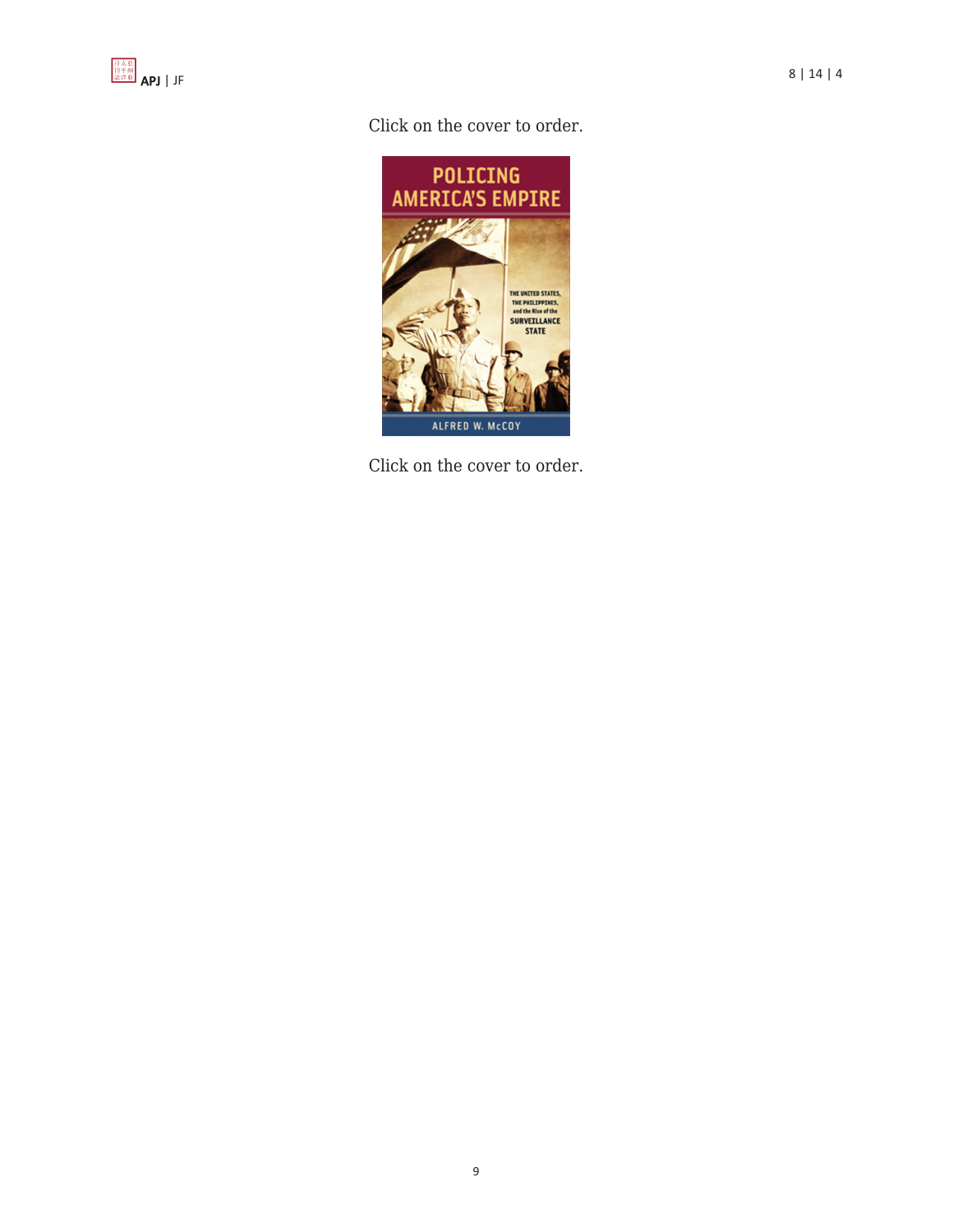Click on the cover to order.

Click on the cover to order.